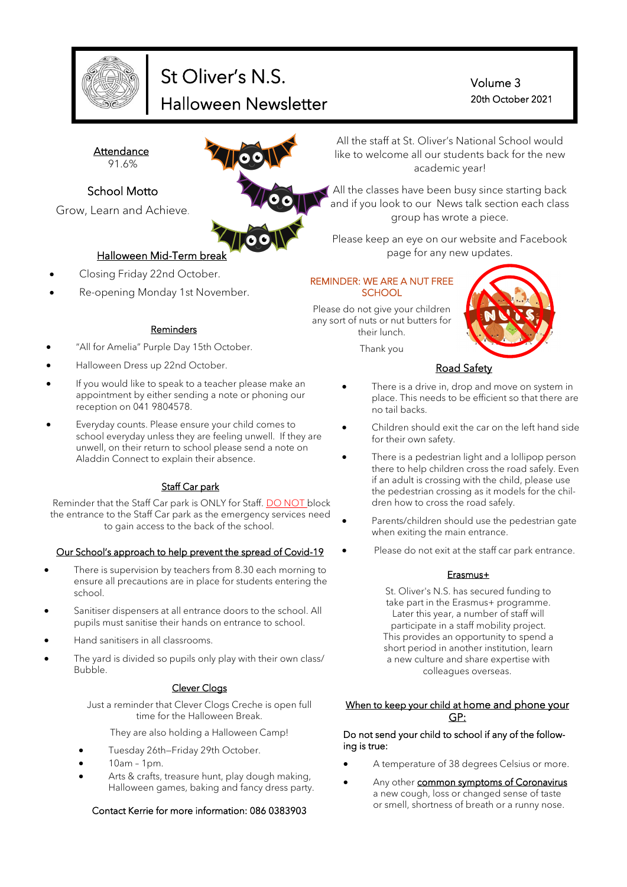# St Oliver's N.S.

## Halloween Newsletter

Volume 3
20th October 2021

**Attendance**
91.6%

**School Motto**

Grow, Learn and Achieve.

### Halloween Mid-Term break

- Closing Friday 22nd October.
- Re-opening Monday 1st November.

### Reminders

- "All for Amelia" Purple Day 15th October.
- Halloween Dress up 22nd October.
- If you would like to speak to a teacher please make an appointment by either sending a note or phoning our reception on 041 9804578.
- Everyday counts. Please ensure your child comes to school everyday unless they are feeling unwell. If they are unwell, on their return to school please send a note on Aladdin Connect to explain their absence.

### Staff Car park

Reminder that the Staff Car park is ONLY for Staff. DO NOT block the entrance to the Staff Car park as the emergency services need to gain access to the back of the school.

### Our School's approach to help prevent the spread of Covid-19

- There is supervision by teachers from 8.30 each morning to ensure all precautions are in place for students entering the school.
- Sanitiser dispensers at all entrance doors to the school. All pupils must sanitise their hands on entrance to school.
- Hand sanitisers in all classrooms.
- The yard is divided so pupils only play with their own class/ Bubble.

### Clever Clogs

Just a reminder that Clever Clogs Creche is open full time for the Halloween Break.

They are also holding a Halloween Camp!

- Tuesday 26th–Friday 29th October.
- 10am – 1pm.
- Arts & crafts, treasure hunt, play dough making, Halloween games, baking and fancy dress party.

Contact Kerrie for more information: 086 0383903

All the staff at St. Oliver's National School would like to welcome all our students back for the new academic year!

All the classes have been busy since starting back and if you look to our News talk section each class group has wrote a piece.

Please keep an eye on our website and Facebook page for any new updates.

**REMINDER: WE ARE A NUT FREE SCHOOL**

Please do not give your children any sort of nuts or nut butters for their lunch.

Thank you

### Road Safety

- There is a drive in, drop and move on system in place. This needs to be efficient so that there are no tail backs.
- Children should exit the car on the left hand side for their own safety.
- There is a pedestrian light and a lollipop person there to help children cross the road safely. Even if an adult is crossing with the child, please use the pedestrian crossing as it models for the children how to cross the road safely.
- Parents/children should use the pedestrian gate when exiting the main entrance.
- Please do not exit at the staff car park entrance.

### Erasmus+

St. Oliver's N.S. has secured funding to take part in the Erasmus+ programme. Later this year, a number of staff will participate in a staff mobility project. This provides an opportunity to spend a short period in another institution, learn a new culture and share expertise with colleagues overseas.

### When to keep your child at home and phone your GP:

Do not send your child to school if any of the following is true:

- A temperature of 38 degrees Celsius or more.
- Any other common symptoms of Coronavirus a new cough, loss or changed sense of taste or smell, shortness of breath or a runny nose.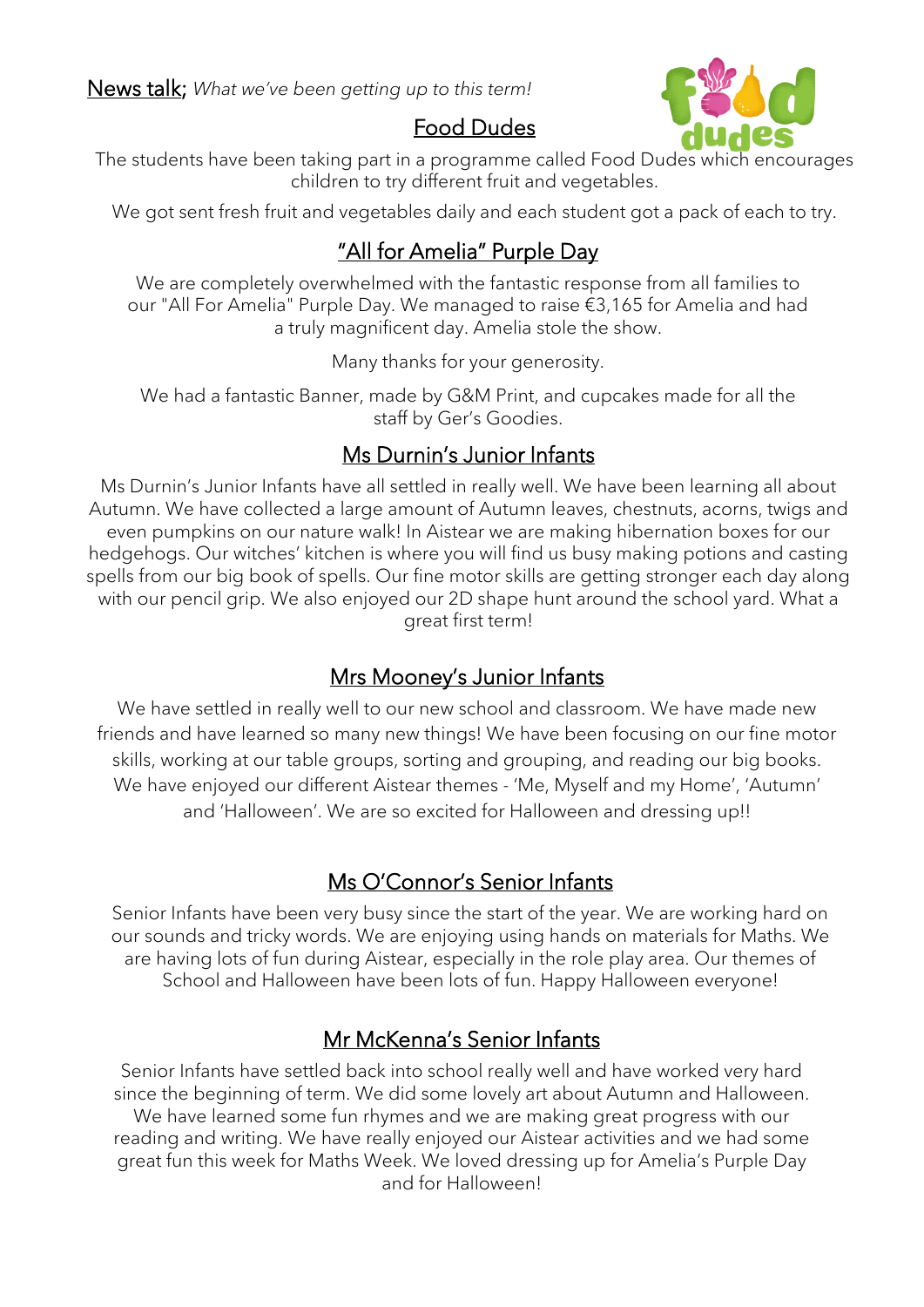## News talk; *What we've been getting up to this term!*

### Food Dudes

The students have been taking part in a programme called Food Dudes which encourages children to try different fruit and vegetables.

We got sent fresh fruit and vegetables daily and each student got a pack of each to try.

### "All for Amelia" Purple Day

We are completely overwhelmed with the fantastic response from all families to our "All For Amelia" Purple Day. We managed to raise €3,165 for Amelia and had a truly magnificent day. Amelia stole the show.

Many thanks for your generosity.

We had a fantastic Banner, made by G&M Print, and cupcakes made for all the staff by Ger's Goodies.

### Ms Durnin's Junior Infants

Ms Durnin's Junior Infants have all settled in really well. We have been learning all about Autumn. We have collected a large amount of Autumn leaves, chestnuts, acorns, twigs and even pumpkins on our nature walk! In Aistear we are making hibernation boxes for our hedgehogs. Our witches' kitchen is where you will find us busy making potions and casting spells from our big book of spells. Our fine motor skills are getting stronger each day along with our pencil grip. We also enjoyed our 2D shape hunt around the school yard. What a great first term!

### Mrs Mooney's Junior Infants

We have settled in really well to our new school and classroom. We have made new friends and have learned so many new things! We have been focusing on our fine motor skills, working at our table groups, sorting and grouping, and reading our big books. We have enjoyed our different Aistear themes - 'Me, Myself and my Home', 'Autumn' and 'Halloween'. We are so excited for Halloween and dressing up!!

### Ms O'Connor's Senior Infants

Senior Infants have been very busy since the start of the year. We are working hard on our sounds and tricky words. We are enjoying using hands on materials for Maths. We are having lots of fun during Aistear, especially in the role play area. Our themes of School and Halloween have been lots of fun. Happy Halloween everyone!

### Mr McKenna's Senior Infants

Senior Infants have settled back into school really well and have worked very hard since the beginning of term. We did some lovely art about Autumn and Halloween. We have learned some fun rhymes and we are making great progress with our reading and writing. We have really enjoyed our Aistear activities and we had some great fun this week for Maths Week. We loved dressing up for Amelia's Purple Day and for Halloween!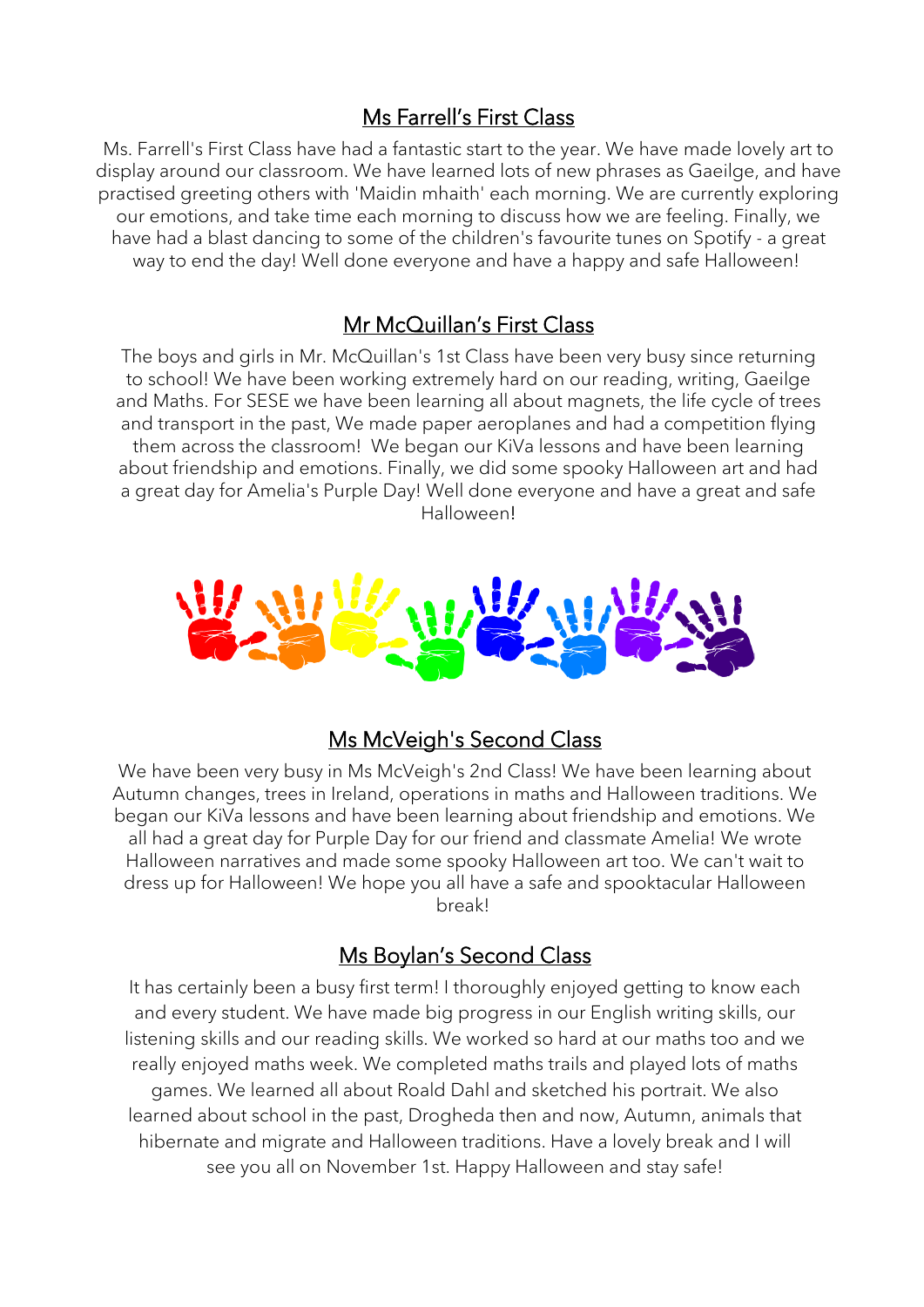## Ms Farrell's First Class

Ms. Farrell's First Class have had a fantastic start to the year. We have made lovely art to display around our classroom. We have learned lots of new phrases as Gaeilge, and have practised greeting others with 'Maidin mhaith' each morning. We are currently exploring our emotions, and take time each morning to discuss how we are feeling. Finally, we have had a blast dancing to some of the children's favourite tunes on Spotify - a great way to end the day! Well done everyone and have a happy and safe Halloween!

## Mr McQuillan's First Class

The boys and girls in Mr. McQuillan's 1st Class have been very busy since returning to school! We have been working extremely hard on our reading, writing, Gaeilge and Maths. For SESE we have been learning all about magnets, the life cycle of trees and transport in the past, We made paper aeroplanes and had a competition flying them across the classroom! We began our KiVa lessons and have been learning about friendship and emotions. Finally, we did some spooky Halloween art and had a great day for Amelia's Purple Day! Well done everyone and have a great and safe Halloween!

## Ms McVeigh's Second Class

We have been very busy in Ms McVeigh's 2nd Class! We have been learning about Autumn changes, trees in Ireland, operations in maths and Halloween traditions. We began our KiVa lessons and have been learning about friendship and emotions. We all had a great day for Purple Day for our friend and classmate Amelia! We wrote Halloween narratives and made some spooky Halloween art too. We can't wait to dress up for Halloween! We hope you all have a safe and spooktacular Halloween break!

## Ms Boylan's Second Class

It has certainly been a busy first term! I thoroughly enjoyed getting to know each and every student. We have made big progress in our English writing skills, our listening skills and our reading skills. We worked so hard at our maths too and we really enjoyed maths week. We completed maths trails and played lots of maths games. We learned all about Roald Dahl and sketched his portrait. We also learned about school in the past, Drogheda then and now, Autumn, animals that hibernate and migrate and Halloween traditions. Have a lovely break and I will see you all on November 1st. Happy Halloween and stay safe!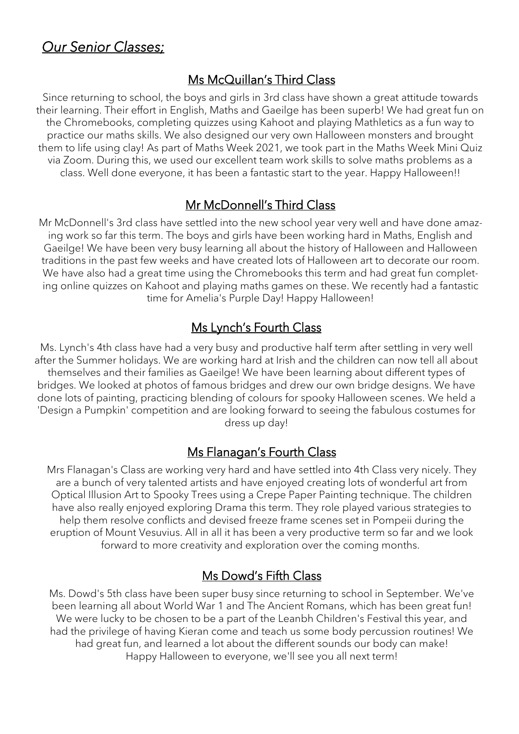## *Our Senior Classes;*

### Ms McQuillan's Third Class

Since returning to school, the boys and girls in 3rd class have shown a great attitude towards their learning. Their effort in English, Maths and Gaeilge has been superb! We had great fun on the Chromebooks, completing quizzes using Kahoot and playing Mathletics as a fun way to practice our maths skills. We also designed our very own Halloween monsters and brought them to life using clay! As part of Maths Week 2021, we took part in the Maths Week Mini Quiz via Zoom. During this, we used our excellent team work skills to solve maths problems as a class. Well done everyone, it has been a fantastic start to the year. Happy Halloween!!

### Mr McDonnell's Third Class

Mr McDonnell's 3rd class have settled into the new school year very well and have done amazing work so far this term. The boys and girls have been working hard in Maths, English and Gaeilge! We have been very busy learning all about the history of Halloween and Halloween traditions in the past few weeks and have created lots of Halloween art to decorate our room. We have also had a great time using the Chromebooks this term and had great fun completing online quizzes on Kahoot and playing maths games on these. We recently had a fantastic time for Amelia's Purple Day! Happy Halloween!

### Ms Lynch's Fourth Class

Ms. Lynch's 4th class have had a very busy and productive half term after settling in very well after the Summer holidays. We are working hard at Irish and the children can now tell all about themselves and their families as Gaeilge! We have been learning about different types of bridges. We looked at photos of famous bridges and drew our own bridge designs. We have done lots of painting, practicing blending of colours for spooky Halloween scenes. We held a 'Design a Pumpkin' competition and are looking forward to seeing the fabulous costumes for dress up day!

### Ms Flanagan's Fourth Class

Mrs Flanagan's Class are working very hard and have settled into 4th Class very nicely. They are a bunch of very talented artists and have enjoyed creating lots of wonderful art from Optical Illusion Art to Spooky Trees using a Crepe Paper Painting technique. The children have also really enjoyed exploring Drama this term. They role played various strategies to help them resolve conflicts and devised freeze frame scenes set in Pompeii during the eruption of Mount Vesuvius. All in all it has been a very productive term so far and we look forward to more creativity and exploration over the coming months.

### Ms Dowd's Fifth Class

Ms. Dowd's 5th class have been super busy since returning to school in September. We've been learning all about World War 1 and The Ancient Romans, which has been great fun! We were lucky to be chosen to be a part of the Leanbh Children's Festival this year, and had the privilege of having Kieran come and teach us some body percussion routines! We had great fun, and learned a lot about the different sounds our body can make! Happy Halloween to everyone, we'll see you all next term!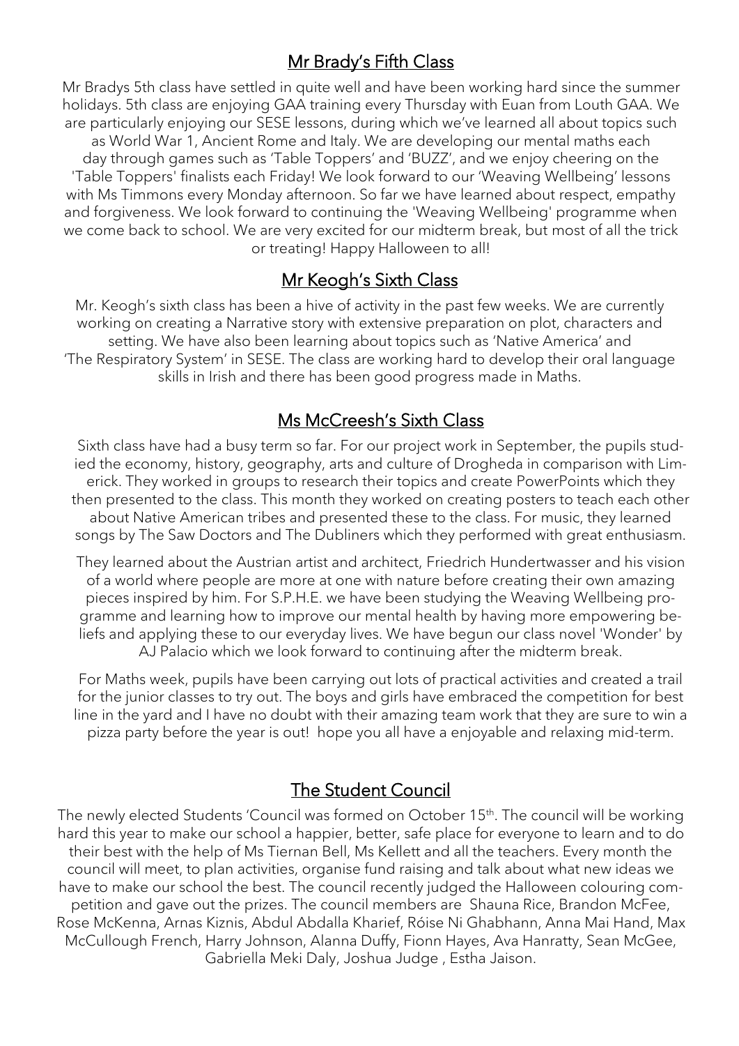## Mr Brady's Fifth Class

Mr Bradys 5th class have settled in quite well and have been working hard since the summer holidays. 5th class are enjoying GAA training every Thursday with Euan from Louth GAA. We are particularly enjoying our SESE lessons, during which we've learned all about topics such as World War 1, Ancient Rome and Italy. We are developing our mental maths each day through games such as 'Table Toppers' and 'BUZZ', and we enjoy cheering on the 'Table Toppers' finalists each Friday! We look forward to our 'Weaving Wellbeing' lessons with Ms Timmons every Monday afternoon. So far we have learned about respect, empathy and forgiveness. We look forward to continuing the 'Weaving Wellbeing' programme when we come back to school. We are very excited for our midterm break, but most of all the trick or treating! Happy Halloween to all!

## Mr Keogh's Sixth Class

Mr. Keogh's sixth class has been a hive of activity in the past few weeks. We are currently working on creating a Narrative story with extensive preparation on plot, characters and setting. We have also been learning about topics such as 'Native America' and 'The Respiratory System' in SESE. The class are working hard to develop their oral language skills in Irish and there has been good progress made in Maths.

## Ms McCreesh's Sixth Class

Sixth class have had a busy term so far. For our project work in September, the pupils studied the economy, history, geography, arts and culture of Drogheda in comparison with Limerick. They worked in groups to research their topics and create PowerPoints which they then presented to the class. This month they worked on creating posters to teach each other about Native American tribes and presented these to the class. For music, they learned songs by The Saw Doctors and The Dubliners which they performed with great enthusiasm.

They learned about the Austrian artist and architect, Friedrich Hundertwasser and his vision of a world where people are more at one with nature before creating their own amazing pieces inspired by him. For S.P.H.E. we have been studying the Weaving Wellbeing programme and learning how to improve our mental health by having more empowering beliefs and applying these to our everyday lives. We have begun our class novel 'Wonder' by AJ Palacio which we look forward to continuing after the midterm break.

For Maths week, pupils have been carrying out lots of practical activities and created a trail for the junior classes to try out. The boys and girls have embraced the competition for best line in the yard and I have no doubt with their amazing team work that they are sure to win a pizza party before the year is out! hope you all have a enjoyable and relaxing mid-term.

## The Student Council

The newly elected Students 'Council was formed on October 15th. The council will be working hard this year to make our school a happier, better, safe place for everyone to learn and to do their best with the help of Ms Tiernan Bell, Ms Kellett and all the teachers. Every month the council will meet, to plan activities, organise fund raising and talk about what new ideas we have to make our school the best. The council recently judged the Halloween colouring competition and gave out the prizes. The council members are Shauna Rice, Brandon McFee, Rose McKenna, Arnas Kiznis, Abdul Abdalla Kharief, Róise Ni Ghabhann, Anna Mai Hand, Max McCullough French, Harry Johnson, Alanna Duffy, Fionn Hayes, Ava Hanratty, Sean McGee, Gabriella Meki Daly, Joshua Judge , Estha Jaison.